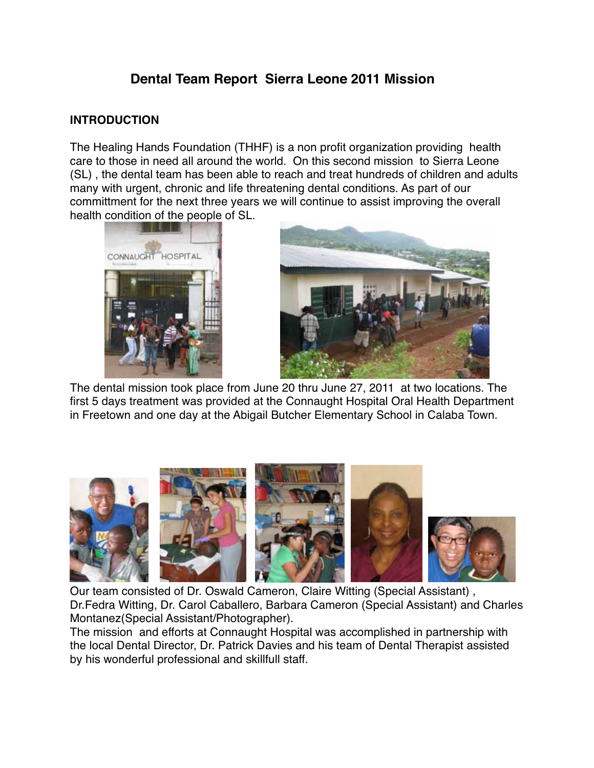# Dental Team Report Sierra Leone 2011 Mission

## INTRODUCTION

The Healing Hands Foundation (THHF) is a non profit organization providing health care to those in need all around the world. On this second mission to Sierra Leone (SL) , the dental team has been able to reach and treat hundreds of children and adults many with urgent, chronic and life threatening dental conditions. As part of our committment for the next three years we will continue to assist improving the overall health condition of the people of SL.

The dental mission took place from June 20 thru June 27, 2011 at two locations. The first 5 days treatment was provided at the Connaught Hospital Oral Health Department in Freetown and one day at the Abigail Butcher Elementary School in Calaba Town.

Our team consisted of Dr. Oswald Cameron, Claire Witting (Special Assistant) , Dr.Fedra Witting, Dr. Carol Caballero, Barbara Cameron (Special Assistant) and Charles Montanez(Special Assistant/Photographer).

The mission and efforts at Connaught Hospital was accomplished in partnership with the local Dental Director, Dr. Patrick Davies and his team of Dental Therapist assisted by his wonderful professional and skillfull staff.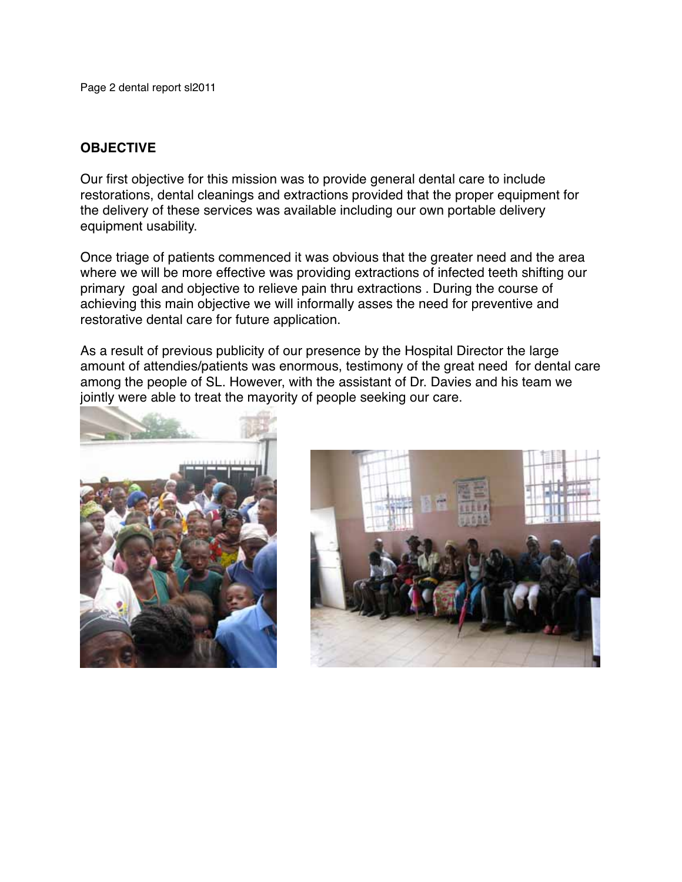**OBJECTIVE**

Our first objective for this mission was to provide general dental care to include restorations, dental cleanings and extractions provided that the proper equipment for the delivery of these services was available including our own portable delivery equipment usability.

Once triage of patients commenced it was obvious that the greater need and the area where we will be more effective was providing extractions of infected teeth shifting our primary goal and objective to relieve pain thru extractions . During the course of achieving this main objective we will informally asses the need for preventive and restorative dental care for future application.

As a result of previous publicity of our presence by the Hospital Director the large amount of attendies/patients was enormous, testimony of the great need for dental care among the people of SL. However, with the assistant of Dr. Davies and his team we jointly were able to treat the mayority of people seeking our care.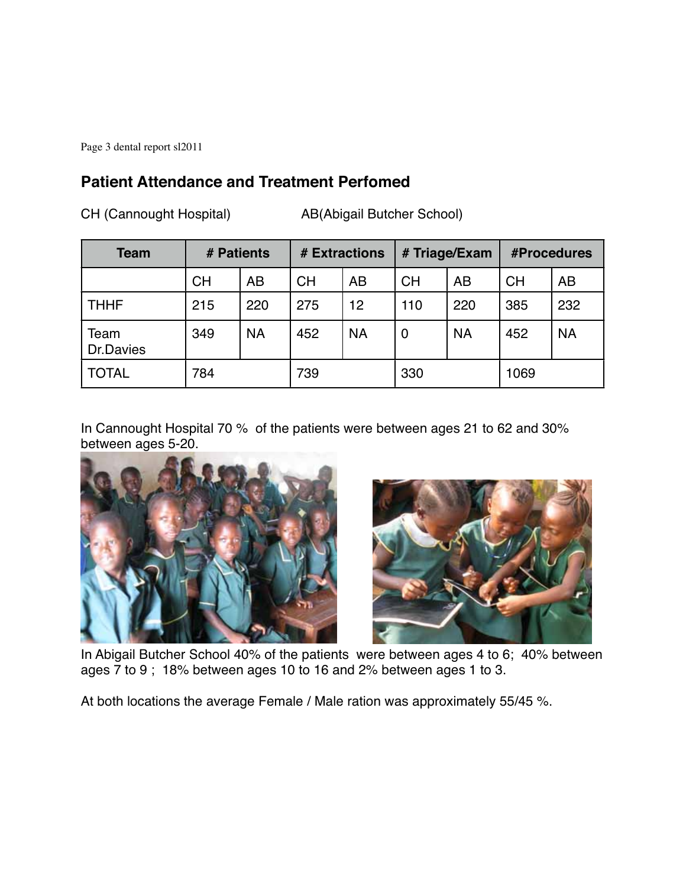## Patient Attendance and Treatment Perfomed

CH (Cannought Hospital) AB(Abigail Butcher School)

| Team | # Patients | | # Extractions | | # Triage/Exam | | #Procedures | |
|---|---|---|---|---|---|---|---|---|
| | CH | AB | CH | AB | CH | AB | CH | AB |
| THHF | 215 | 220 | 275 | 12 | 110 | 220 | 385 | 232 |
| Team Dr.Davies | 349 | NA | 452 | NA | 0 | NA | 452 | NA |
| TOTAL | 784 | | 739 | | 330 | | 1069 | |

In Cannought Hospital 70 % of the patients were between ages 21 to 62 and 30% between ages 5-20.

In Abigail Butcher School 40% of the patients were between ages 4 to 6; 40% between ages 7 to 9 ; 18% between ages 10 to 16 and 2% between ages 1 to 3.

At both locations the average Female / Male ration was approximately 55/45 %.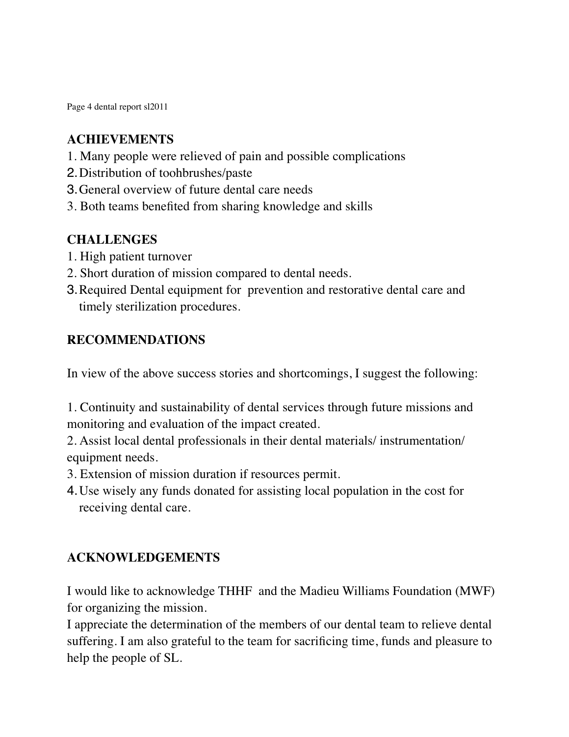**ACHIEVEMENTS**

1. Many people were relieved of pain and possible complications
2. Distribution of toohbrushes/paste
3. General overview of future dental care needs
3. Both teams benefited from sharing knowledge and skills

**CHALLENGES**

1. High patient turnover
2. Short duration of mission compared to dental needs.
3. Required Dental equipment for prevention and restorative dental care and timely sterilization procedures.

**RECOMMENDATIONS**

In view of the above success stories and shortcomings, I suggest the following:

1. Continuity and sustainability of dental services through future missions and monitoring and evaluation of the impact created.
2. Assist local dental professionals in their dental materials/ instrumentation/ equipment needs.
3. Extension of mission duration if resources permit.
4. Use wisely any funds donated for assisting local population in the cost for receiving dental care.

**ACKNOWLEDGEMENTS**

I would like to acknowledge THHF and the Madieu Williams Foundation (MWF) for organizing the mission.

I appreciate the determination of the members of our dental team to relieve dental suffering. I am also grateful to the team for sacrificing time, funds and pleasure to help the people of SL.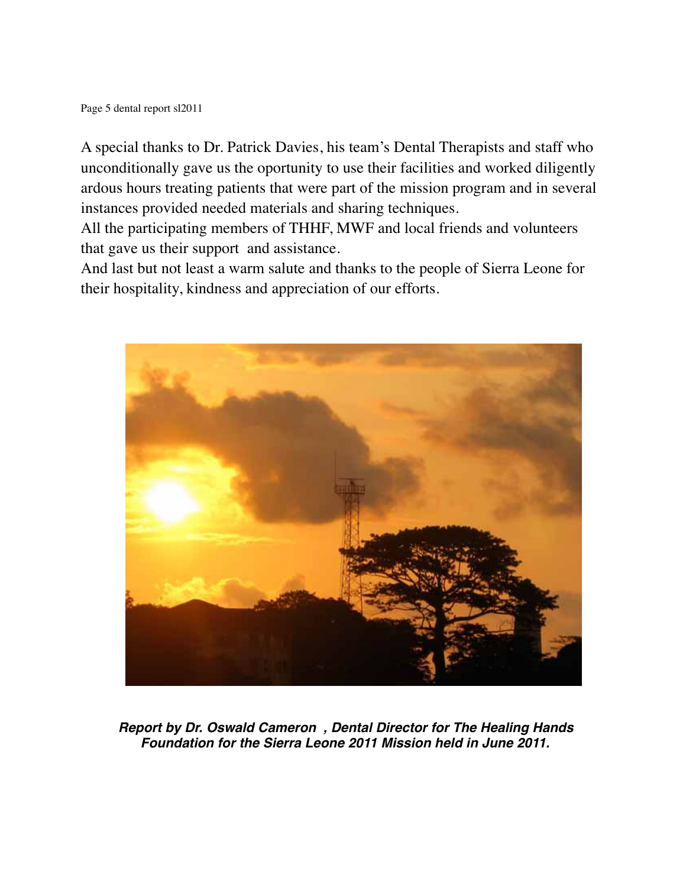A special thanks to Dr. Patrick Davies, his team's Dental Therapists and staff who unconditionally gave us the oportunity to use their facilities and worked diligently ardous hours treating patients that were part of the mission program and in several instances provided needed materials and sharing techniques.

All the participating members of THHF, MWF and local friends and volunteers that gave us their support and assistance.

And last but not least a warm salute and thanks to the people of Sierra Leone for their hospitality, kindness and appreciation of our efforts.

***Report by Dr. Oswald Cameron , Dental Director for The Healing Hands Foundation for the Sierra Leone 2011 Mission held in June 2011.***